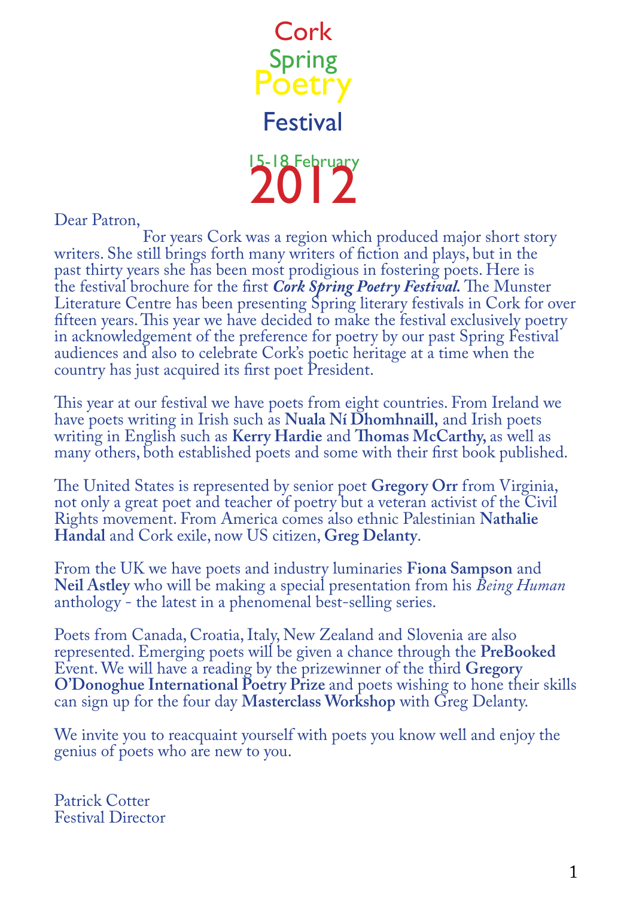# Cork Spring Poetry Festival

## 15-18 February 2012

Dear Patron,

For years Cork was a region which produced major short story writers. She still brings forth many writers of fiction and plays, but in the past thirty years she has been most prodigious in fostering poets. Here is the festival brochure for the first ***Cork Spring Poetry Festival.*** The Munster Literature Centre has been presenting Spring literary festivals in Cork for over fifteen years. This year we have decided to make the festival exclusively poetry in acknowledgement of the preference for poetry by our past Spring Festival audiences and also to celebrate Cork's poetic heritage at a time when the country has just acquired its first poet President.

This year at our festival we have poets from eight countries. From Ireland we have poets writing in Irish such as **Nuala Ní Dhomhnaill,** and Irish poets writing in English such as **Kerry Hardie** and **Thomas McCarthy,** as well as many others, both established poets and some with their first book published.

The United States is represented by senior poet **Gregory Orr** from Virginia, not only a great poet and teacher of poetry but a veteran activist of the Civil Rights movement. From America comes also ethnic Palestinian **Nathalie Handal** and Cork exile, now US citizen, **Greg Delanty**.

From the UK we have poets and industry luminaries **Fiona Sampson** and **Neil Astley** who will be making a special presentation from his *Being Human* anthology - the latest in a phenomenal best-selling series.

Poets from Canada, Croatia, Italy, New Zealand and Slovenia are also represented. Emerging poets will be given a chance through the **PreBooked** Event. We will have a reading by the prizewinner of the third **Gregory O'Donoghue International Poetry Prize** and poets wishing to hone their skills can sign up for the four day **Masterclass Workshop** with Greg Delanty.

We invite you to reacquaint yourself with poets you know well and enjoy the genius of poets who are new to you.

Patrick Cotter
Festival Director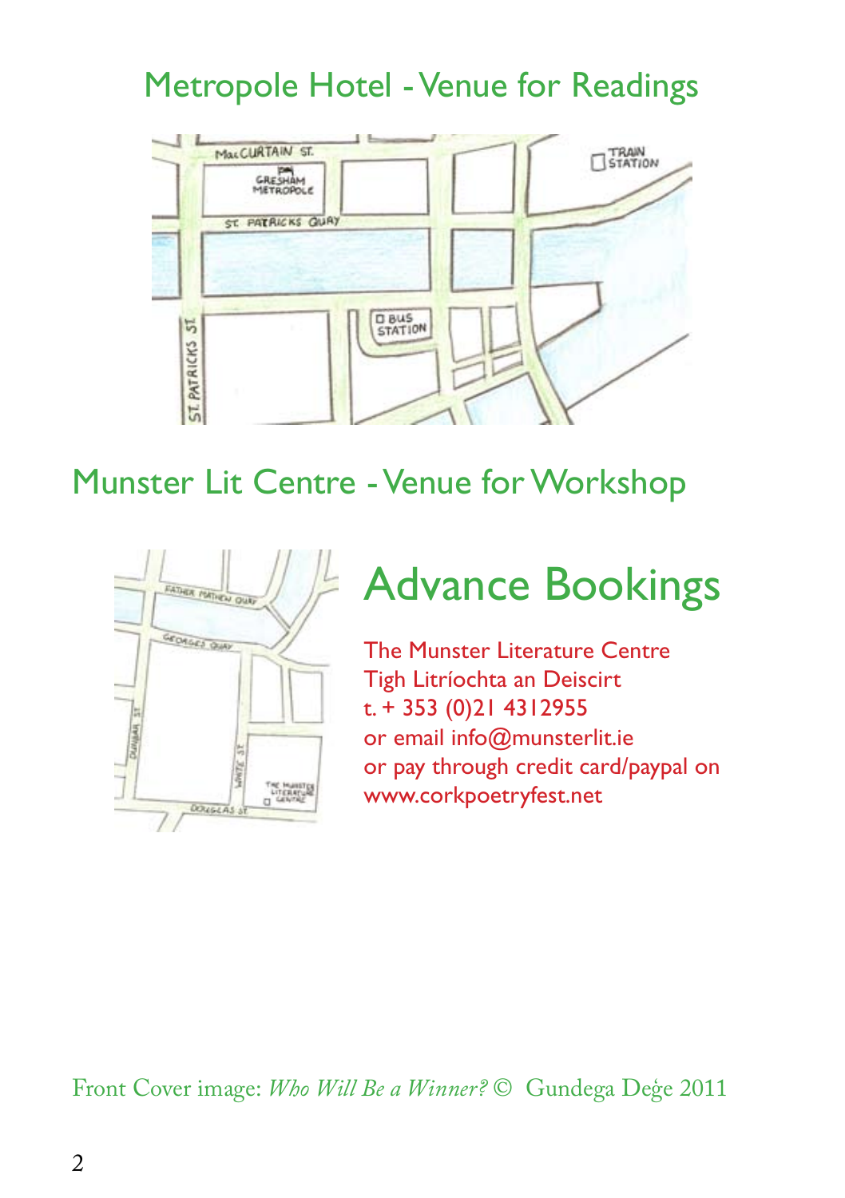## Metropole Hotel - Venue for Readings

## Munster Lit Centre - Venue for Workshop

# Advance Bookings

The Munster Literature Centre
Tigh Litríochta an Deiscirt
t. + 353 (0)21 4312955
or email info@munsterlit.ie
or pay through credit card/paypal on
www.corkpoetryfest.net

Front Cover image: *Who Will Be a Winner?* © Gundega Deģe 2011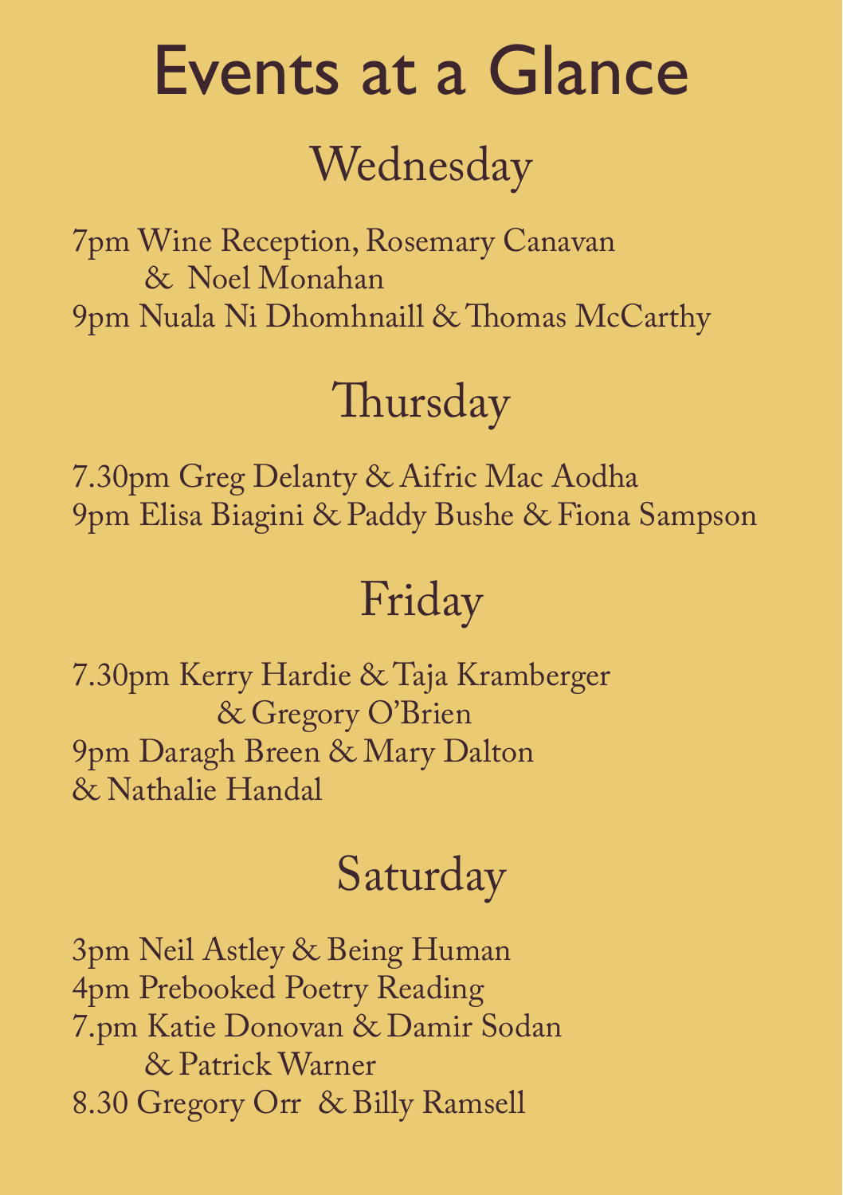# Events at a Glance

## Wednesday

7pm Wine Reception, Rosemary Canavan & Noel Monahan
9pm Nuala Ni Dhomhnaill & Thomas McCarthy

## Thursday

7.30pm Greg Delanty & Aifric Mac Aodha
9pm Elisa Biagini & Paddy Bushe & Fiona Sampson

## Friday

7.30pm Kerry Hardie & Taja Kramberger & Gregory O'Brien
9pm Daragh Breen & Mary Dalton & Nathalie Handal

## Saturday

3pm Neil Astley & Being Human
4pm Prebooked Poetry Reading
7.pm Katie Donovan & Damir Sodan & Patrick Warner
8.30 Gregory Orr & Billy Ramsell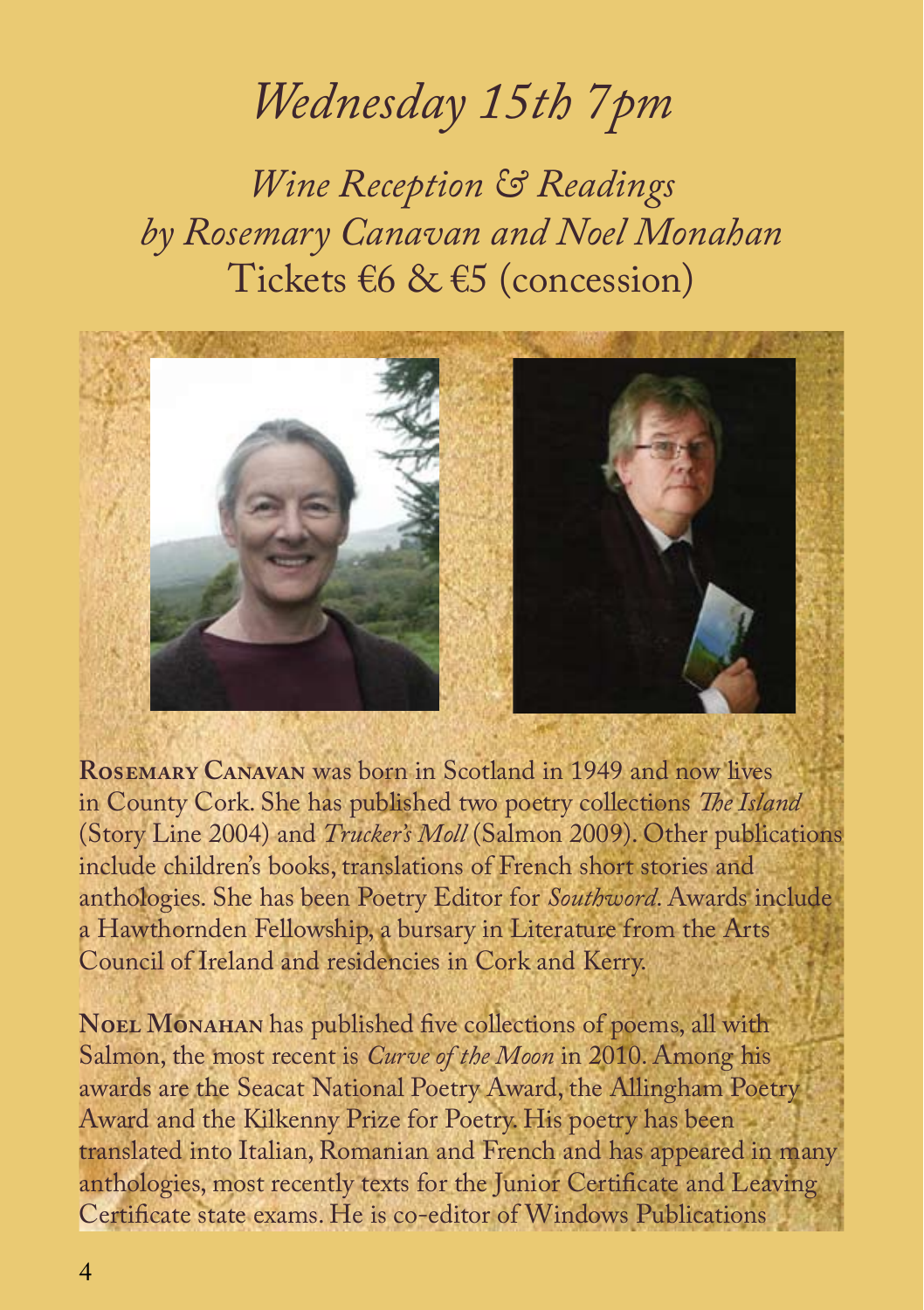# *Wednesday 15th 7pm*

## *Wine Reception & Readings by Rosemary Canavan and Noel Monahan*

Tickets €6 & €5 (concession)

**Rosemary Canavan** was born in Scotland in 1949 and now lives in County Cork. She has published two poetry collections *The Island* (Story Line 2004) and *Trucker's Moll* (Salmon 2009). Other publications include children's books, translations of French short stories and anthologies. She has been Poetry Editor for *Southword*. Awards include a Hawthornden Fellowship, a bursary in Literature from the Arts Council of Ireland and residencies in Cork and Kerry.

**Noel Monahan** has published five collections of poems, all with Salmon, the most recent is *Curve of the Moon* in 2010. Among his awards are the Seacat National Poetry Award, the Allingham Poetry Award and the Kilkenny Prize for Poetry. His poetry has been translated into Italian, Romanian and French and has appeared in many anthologies, most recently texts for the Junior Certificate and Leaving Certificate state exams. He is co-editor of Windows Publications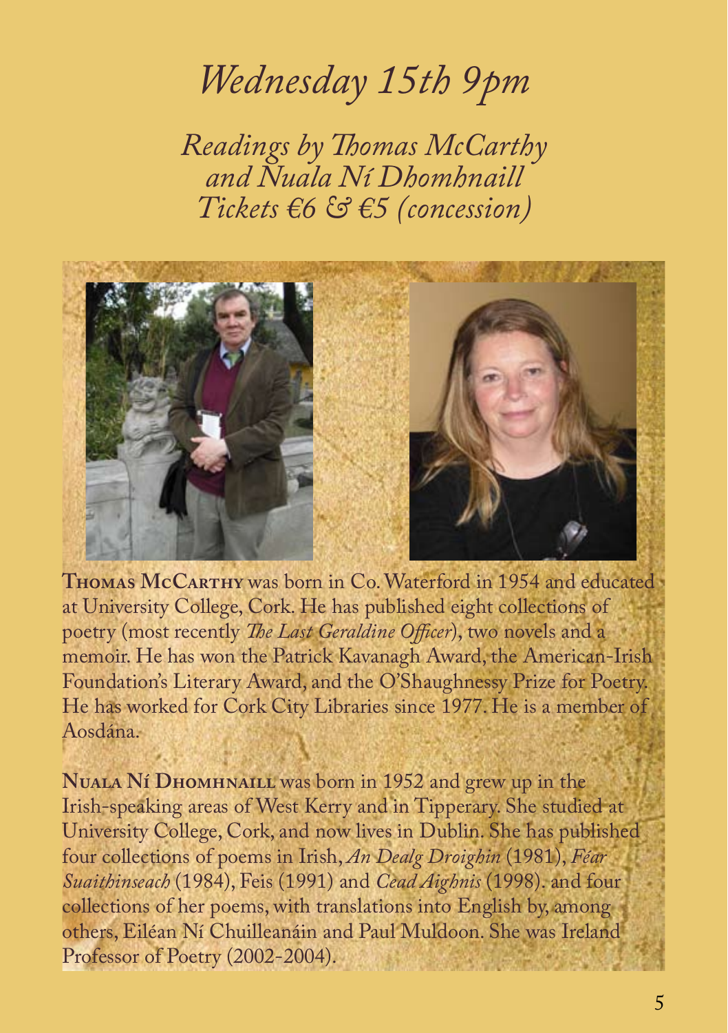# *Wednesday 15th 9pm*

*Readings by Thomas McCarthy and Nuala Ní Dhomhnaill*
*Tickets €6 & €5 (concession)*

**Thomas McCarthy** was born in Co. Waterford in 1954 and educated at University College, Cork. He has published eight collections of poetry (most recently *The Last Geraldine Officer*), two novels and a memoir. He has won the Patrick Kavanagh Award, the American-Irish Foundation's Literary Award, and the O'Shaughnessy Prize for Poetry. He has worked for Cork City Libraries since 1977. He is a member of Aosdána.

**Nuala Ní Dhomhnaill** was born in 1952 and grew up in the Irish-speaking areas of West Kerry and in Tipperary. She studied at University College, Cork, and now lives in Dublin. She has published four collections of poems in Irish, *An Dealg Droighin* (1981), *Féar Suaithinseach* (1984), Feis (1991) and *Cead Aighnis* (1998). and four collections of her poems, with translations into English by, among others, Eiléan Ní Chuilleanáin and Paul Muldoon. She was Ireland Professor of Poetry (2002-2004).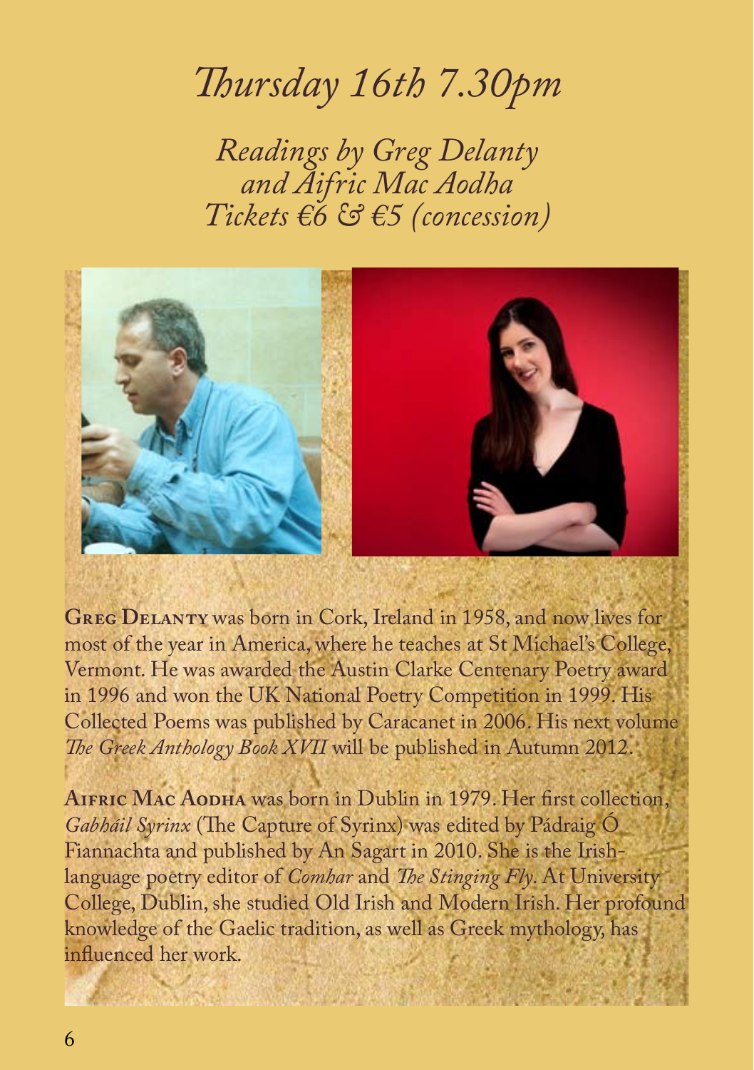# *Thursday 16th 7.30pm*

*Readings by Greg Delanty and Aifric Mac Aodha*
*Tickets €6 & €5 (concession)*

**Greg Delanty** was born in Cork, Ireland in 1958, and now lives for most of the year in America, where he teaches at St Michael's College, Vermont. He was awarded the Austin Clarke Centenary Poetry award in 1996 and won the UK National Poetry Competition in 1999. His Collected Poems was published by Caracanet in 2006. His next volume *The Greek Anthology Book XVII* will be published in Autumn 2012.

**Aifric Mac Aodha** was born in Dublin in 1979. Her first collection, *Gabháil Syrinx* (The Capture of Syrinx) was edited by Pádraig Ó Fiannachta and published by An Sagart in 2010. She is the Irish-language poetry editor of *Comhar* and *The Stinging Fly*. At University College, Dublin, she studied Old Irish and Modern Irish. Her profound knowledge of the Gaelic tradition, as well as Greek mythology, has influenced her work.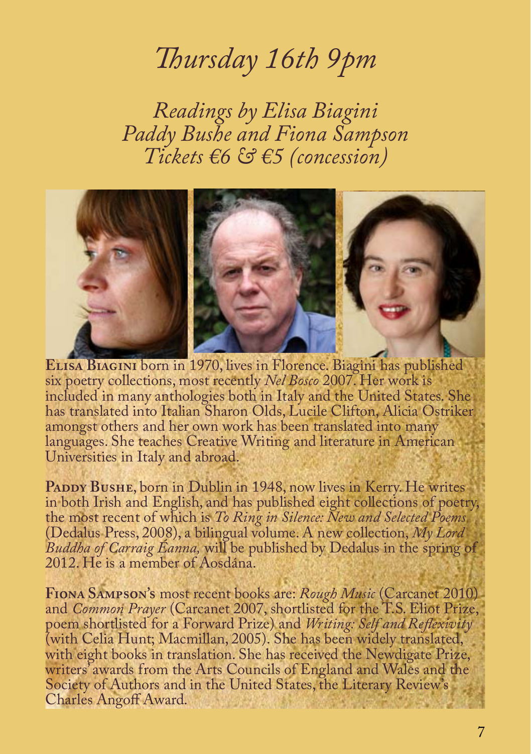# *Thursday 16th 9pm*

*Readings by Elisa Biagini*
*Paddy Bushe and Fiona Sampson*
*Tickets €6 & €5 (concession)*

**Elisa Biagini** born in 1970, lives in Florence. Biagini has published six poetry collections, most recently *Nel Bosco* 2007. Her work is included in many anthologies both in Italy and the United States. She has translated into Italian Sharon Olds, Lucile Clifton, Alicia Ostriker amongst others and her own work has been translated into many languages. She teaches Creative Writing and literature in American Universities in Italy and abroad.

**Paddy Bushe**, born in Dublin in 1948, now lives in Kerry. He writes in both Irish and English, and has published eight collections of poetry, the most recent of which is *To Ring in Silence: New and Selected Poems* (Dedalus Press, 2008), a bilingual volume. A new collection, *My Lord Buddha of Carraig Éanna,* will be published by Dedalus in the spring of 2012. He is a member of Aosdána.

**Fiona Sampson's** most recent books are: *Rough Music* (Carcanet 2010) and *Common Prayer* (Carcanet 2007, shortlisted for the T.S. Eliot Prize, poem shortlisted for a Forward Prize) and *Writing: Self and Reflexivity* (with Celia Hunt; Macmillan, 2005). She has been widely translated, with eight books in translation. She has received the Newdigate Prize, writers' awards from the Arts Councils of England and Wales and the Society of Authors and in the United States, the Literary Review's Charles Angoff Award.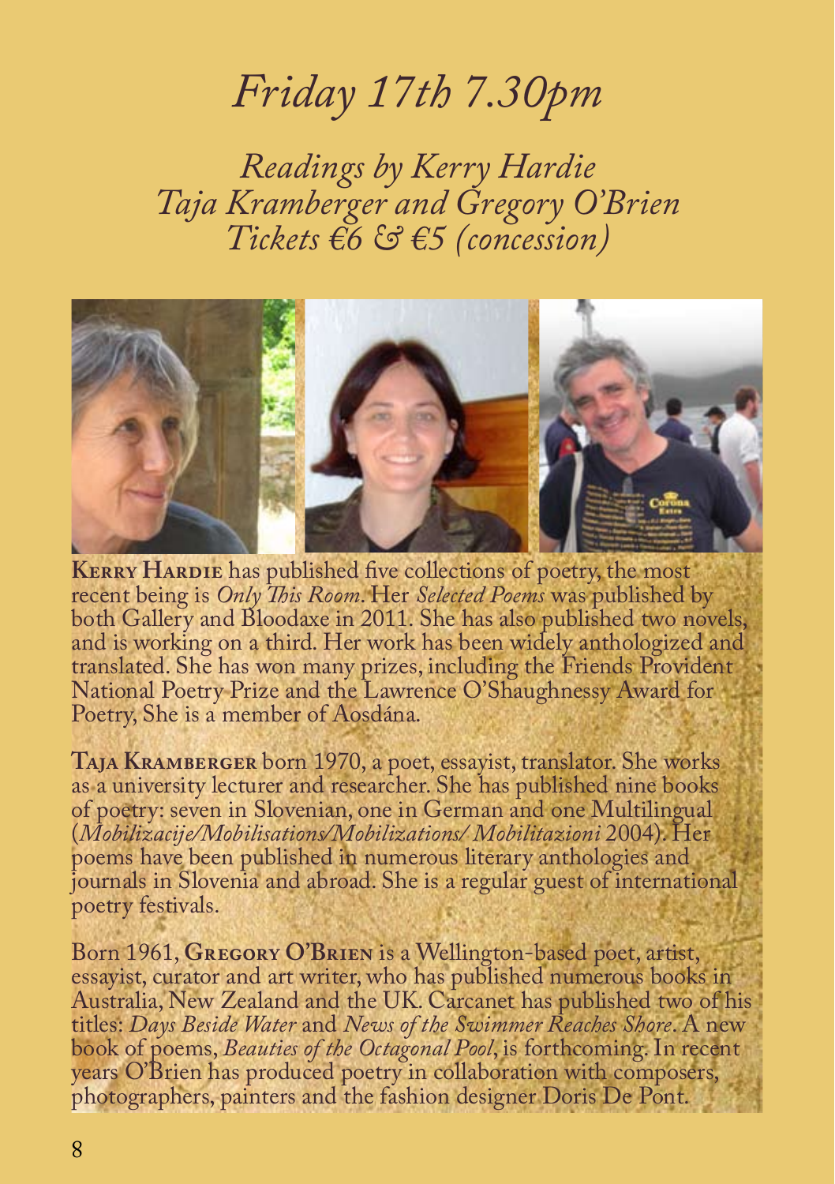# *Friday 17th 7.30pm*

*Readings by Kerry Hardie*
*Taja Kramberger and Gregory O'Brien*
*Tickets €6 & €5 (concession)*

**Kerry Hardie** has published five collections of poetry, the most recent being is *Only This Room*. Her *Selected Poems* was published by both Gallery and Bloodaxe in 2011. She has also published two novels, and is working on a third. Her work has been widely anthologized and translated. She has won many prizes, including the Friends Provident National Poetry Prize and the Lawrence O'Shaughnessy Award for Poetry, She is a member of Aosdána.

**Taja Kramberger** born 1970, a poet, essayist, translator. She works as a university lecturer and researcher. She has published nine books of poetry: seven in Slovenian, one in German and one Multilingual (*Mobilizacije/Mobilisations/Mobilizations/ Mobilitazioni* 2004). Her poems have been published in numerous literary anthologies and journals in Slovenia and abroad. She is a regular guest of international poetry festivals.

Born 1961, **Gregory O'Brien** is a Wellington-based poet, artist, essayist, curator and art writer, who has published numerous books in Australia, New Zealand and the UK. Carcanet has published two of his titles: *Days Beside Water* and *News of the Swimmer Reaches Shore*. A new book of poems, *Beauties of the Octagonal Pool*, is forthcoming. In recent years O'Brien has produced poetry in collaboration with composers, photographers, painters and the fashion designer Doris De Pont.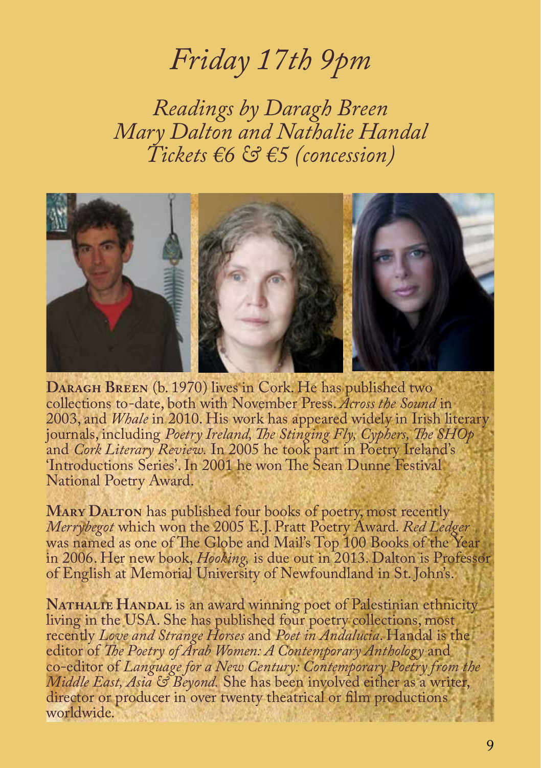# *Friday 17th 9pm*

## *Readings by Daragh Breen Mary Dalton and Nathalie Handal Tickets €6 & €5 (concession)*

**Daragh Breen** (b. 1970) lives in Cork. He has published two collections to-date, both with November Press. *Across the Sound* in 2003, and *Whale* in 2010. His work has appeared widely in Irish literary journals, including *Poetry Ireland, The Stinging Fly, Cyphers, The SHOp* and *Cork Literary Review.* In 2005 he took part in Poetry Ireland's 'Introductions Series'. In 2001 he won The Sean Dunne Festival National Poetry Award.

**Mary Dalton** has published four books of poetry, most recently *Merrybegot* which won the 2005 E.J. Pratt Poetry Award. *Red Ledger* was named as one of The Globe and Mail's Top 100 Books of the Year in 2006. Her new book, *Hooking,* is due out in 2013. Dalton is Professor of English at Memorial University of Newfoundland in St. John's.

**Nathalie Handal** is an award winning poet of Palestinian ethnicity living in the USA. She has published four poetry collections, most recently *Love and Strange Horses* and *Poet in Andalucia*. Handal is the editor of *The Poetry of Arab Women: A Contemporary Anthology* and co-editor of *Language for a New Century: Contemporary Poetry from the Middle East, Asia & Beyond.* She has been involved either as a writer, director or producer in over twenty theatrical or film productions worldwide.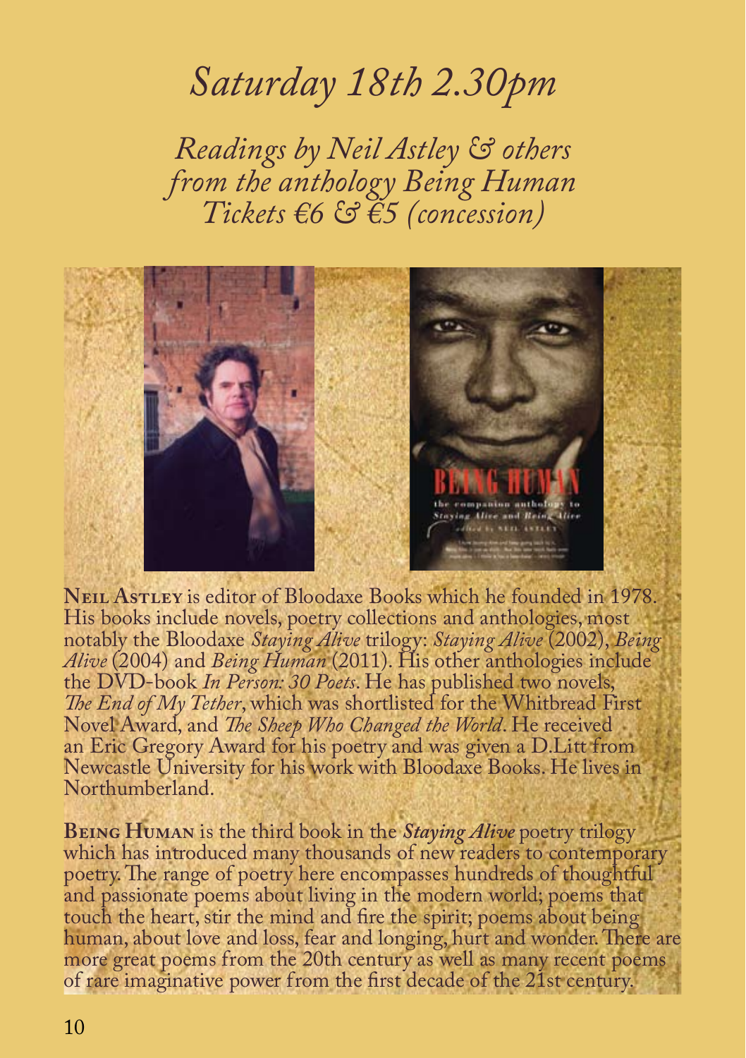# *Saturday 18th 2.30pm*

*Readings by Neil Astley & others*
*from the anthology Being Human*
*Tickets €6 & €5 (concession)*

**Neil Astley** is editor of Bloodaxe Books which he founded in 1978. His books include novels, poetry collections and anthologies, most notably the Bloodaxe *Staying Alive* trilogy: *Staying Alive* (2002), *Being Alive* (2004) and *Being Human* (2011). His other anthologies include the DVD-book *In Person: 30 Poets*. He has published two novels, *The End of My Tether*, which was shortlisted for the Whitbread First Novel Award, and *The Sheep Who Changed the World*. He received an Eric Gregory Award for his poetry and was given a D.Litt from Newcastle University for his work with Bloodaxe Books. He lives in Northumberland.

**Being Human** is the third book in the *Staying Alive* poetry trilogy which has introduced many thousands of new readers to contemporary poetry. The range of poetry here encompasses hundreds of thoughtful and passionate poems about living in the modern world; poems that touch the heart, stir the mind and fire the spirit; poems about being human, about love and loss, fear and longing, hurt and wonder. There are more great poems from the 20th century as well as many recent poems of rare imaginative power from the first decade of the 21st century.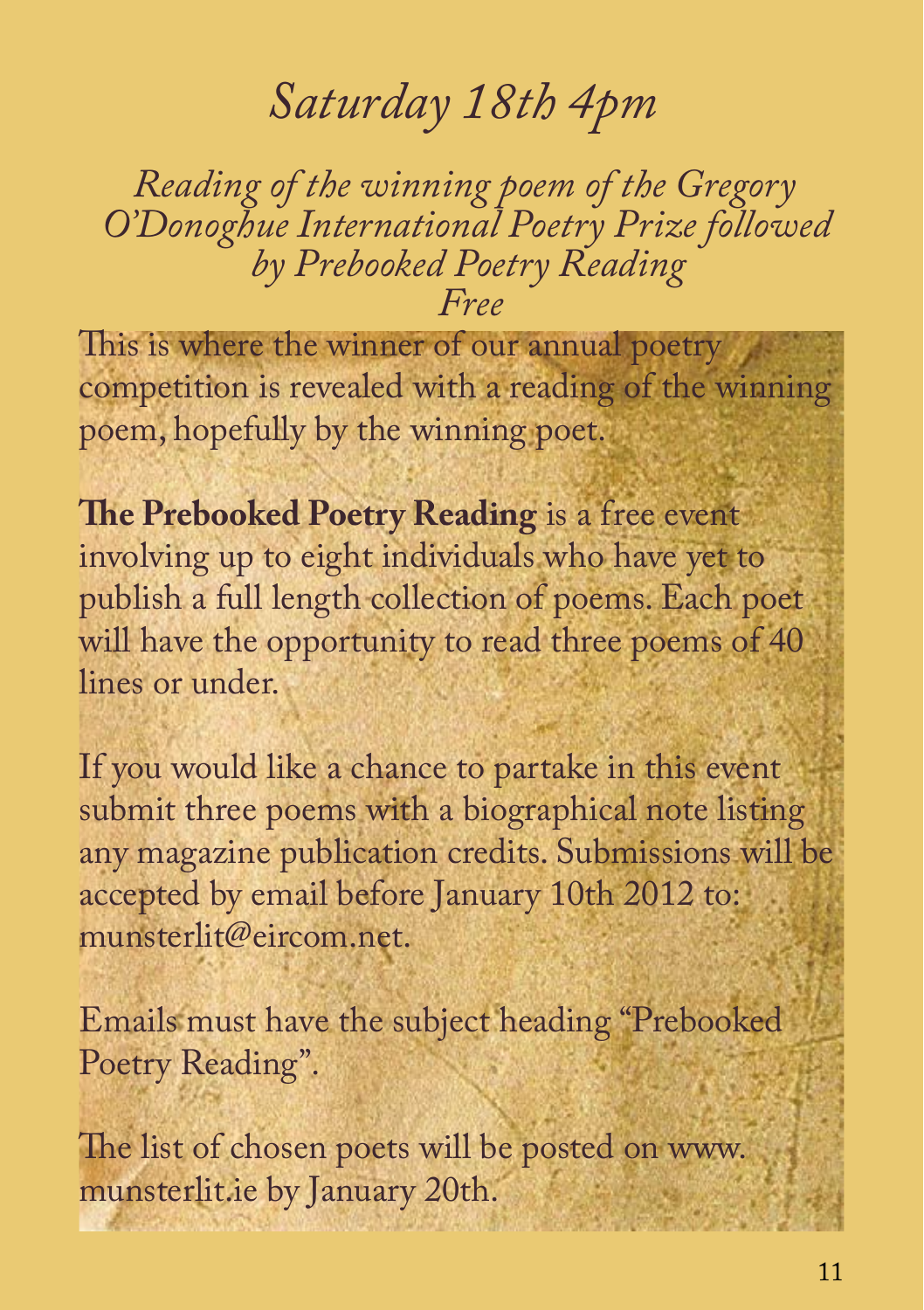# *Saturday 18th 4pm*

*Reading of the winning poem of the Gregory O'Donoghue International Poetry Prize followed by Prebooked Poetry Reading*
*Free*

This is where the winner of our annual poetry competition is revealed with a reading of the winning poem, hopefully by the winning poet.

**The Prebooked Poetry Reading** is a free event involving up to eight individuals who have yet to publish a full length collection of poems. Each poet will have the opportunity to read three poems of 40 lines or under.

If you would like a chance to partake in this event submit three poems with a biographical note listing any magazine publication credits. Submissions will be accepted by email before January 10th 2012 to: munsterlit@eircom.net.

Emails must have the subject heading "Prebooked Poetry Reading".

The list of chosen poets will be posted on www.munsterlit.ie by January 20th.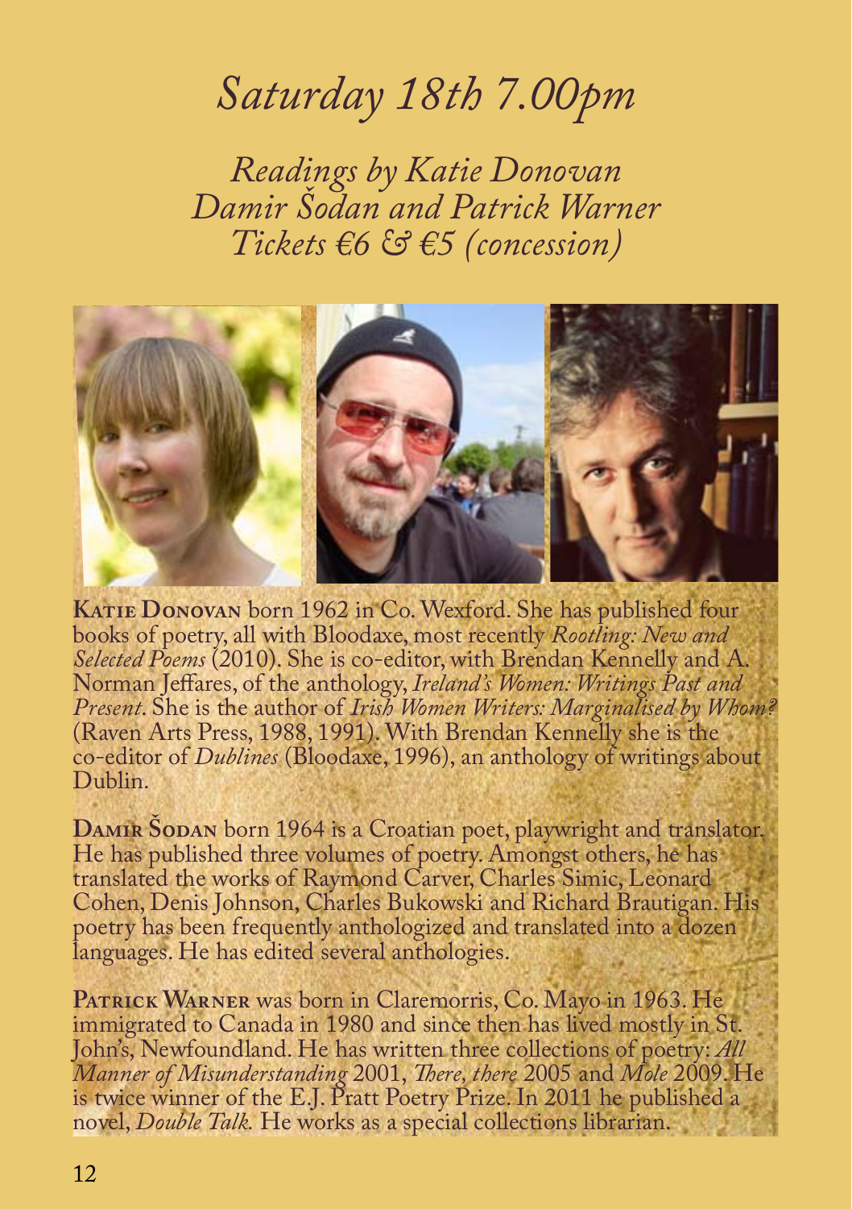# *Saturday 18th 7.00pm*

*Readings by Katie Donovan*
*Damir Šodan and Patrick Warner*
*Tickets €6 & €5 (concession)*

**Katie Donovan** born 1962 in Co. Wexford. She has published four books of poetry, all with Bloodaxe, most recently *Rootling: New and Selected Poems* (2010). She is co-editor, with Brendan Kennelly and A. Norman Jeffares, of the anthology, *Ireland's Women: Writings Past and Present*. She is the author of *Irish Women Writers: Marginalised by Whom?* (Raven Arts Press, 1988, 1991). With Brendan Kennelly she is the co-editor of *Dublines* (Bloodaxe, 1996), an anthology of writings about Dublin.

**Damir Šodan** born 1964 is a Croatian poet, playwright and translator. He has published three volumes of poetry. Amongst others, he has translated the works of Raymond Carver, Charles Simic, Leonard Cohen, Denis Johnson, Charles Bukowski and Richard Brautigan. His poetry has been frequently anthologized and translated into a dozen languages. He has edited several anthologies.

**Patrick Warner** was born in Claremorris, Co. Mayo in 1963. He immigrated to Canada in 1980 and since then has lived mostly in St. John's, Newfoundland. He has written three collections of poetry: *All Manner of Misunderstanding* 2001, *There, there* 2005 and *Mole* 2009. He is twice winner of the E.J. Pratt Poetry Prize. In 2011 he published a novel, *Double Talk.* He works as a special collections librarian.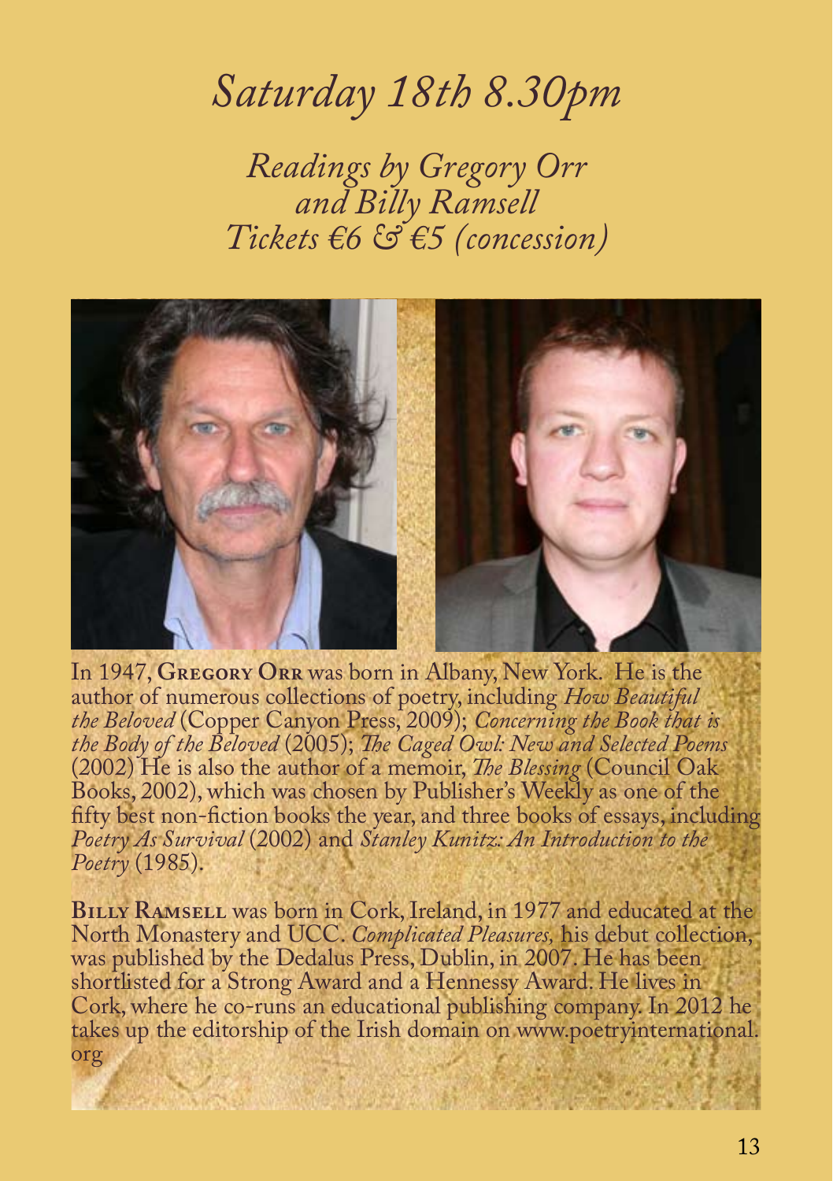# *Saturday 18th 8.30pm*

## *Readings by Gregory Orr and Billy Ramsell*

## *Tickets €6 & €5 (concession)*

In 1947, **Gregory Orr** was born in Albany, New York. He is the author of numerous collections of poetry, including *How Beautiful the Beloved* (Copper Canyon Press, 2009); *Concerning the Book that is the Body of the Beloved* (2005); *The Caged Owl: New and Selected Poems* (2002) He is also the author of a memoir, *The Blessing* (Council Oak Books, 2002), which was chosen by Publisher's Weekly as one of the fifty best non-fiction books the year, and three books of essays, including *Poetry As Survival* (2002) and *Stanley Kunitz: An Introduction to the Poetry* (1985).

**Billy Ramsell** was born in Cork, Ireland, in 1977 and educated at the North Monastery and UCC. *Complicated Pleasures,* his debut collection, was published by the Dedalus Press, Dublin, in 2007. He has been shortlisted for a Strong Award and a Hennessy Award. He lives in Cork, where he co-runs an educational publishing company. In 2012 he takes up the editorship of the Irish domain on www.poetryinternational.org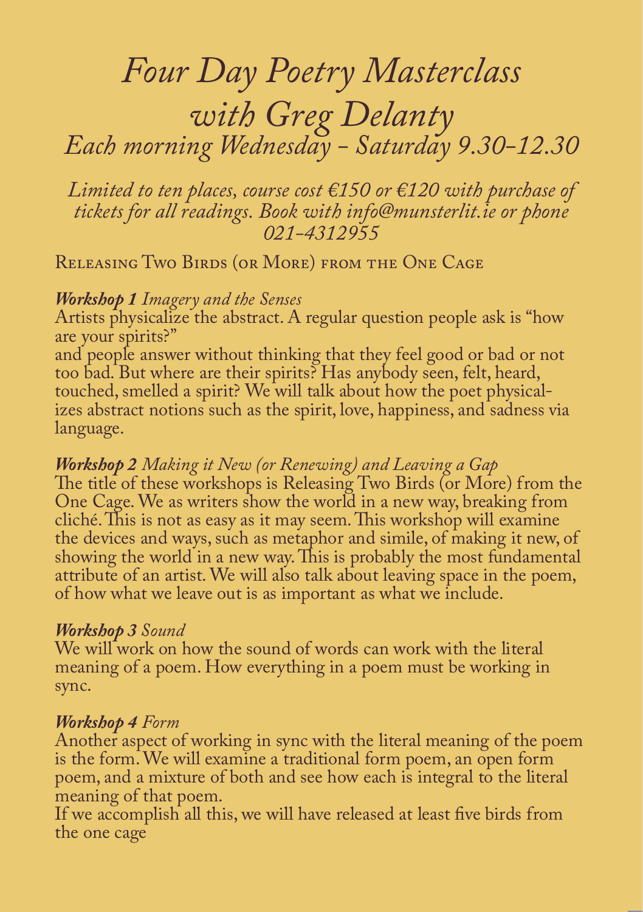# *Four Day Poetry Masterclass with Greg Delanty*

## *Each morning Wednesday - Saturday 9.30-12.30*

*Limited to ten places, course cost €150 or €120 with purchase of tickets for all readings. Book with info@munsterlit.ie or phone 021-4312955*

### Releasing Two Birds (or More) from the One Cage

***Workshop 1*** *Imagery and the Senses*
Artists physicalize the abstract. A regular question people ask is "how are your spirits?"
and people answer without thinking that they feel good or bad or not too bad. But where are their spirits? Has anybody seen, felt, heard, touched, smelled a spirit? We will talk about how the poet physicalizes abstract notions such as the spirit, love, happiness, and sadness via language.

***Workshop 2*** *Making it New (or Renewing) and Leaving a Gap*
The title of these workshops is Releasing Two Birds (or More) from the One Cage. We as writers show the world in a new way, breaking from cliché. This is not as easy as it may seem. This workshop will examine the devices and ways, such as metaphor and simile, of making it new, of showing the world in a new way. This is probably the most fundamental attribute of an artist. We will also talk about leaving space in the poem, of how what we leave out is as important as what we include.

***Workshop 3*** *Sound*
We will work on how the sound of words can work with the literal meaning of a poem. How everything in a poem must be working in sync.

***Workshop 4*** *Form*
Another aspect of working in sync with the literal meaning of the poem is the form. We will examine a traditional form poem, an open form poem, and a mixture of both and see how each is integral to the literal meaning of that poem.
If we accomplish all this, we will have released at least five birds from the one cage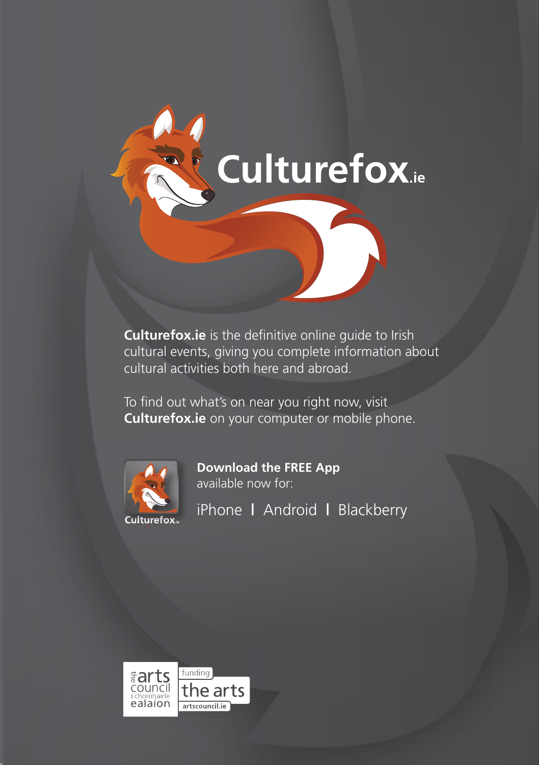# Culturefox.ie

**Culturefox.ie** is the definitive online guide to Irish cultural events, giving you complete information about cultural activities both here and abroad.

To find out what's on near you right now, visit **Culturefox.ie** on your computer or mobile phone.

Culturefox.ie

**Download the FREE App**
available now for:

iPhone | Android | Blackberry

the arts council
an chomhairle ealaíon

funding the arts
artscouncil.ie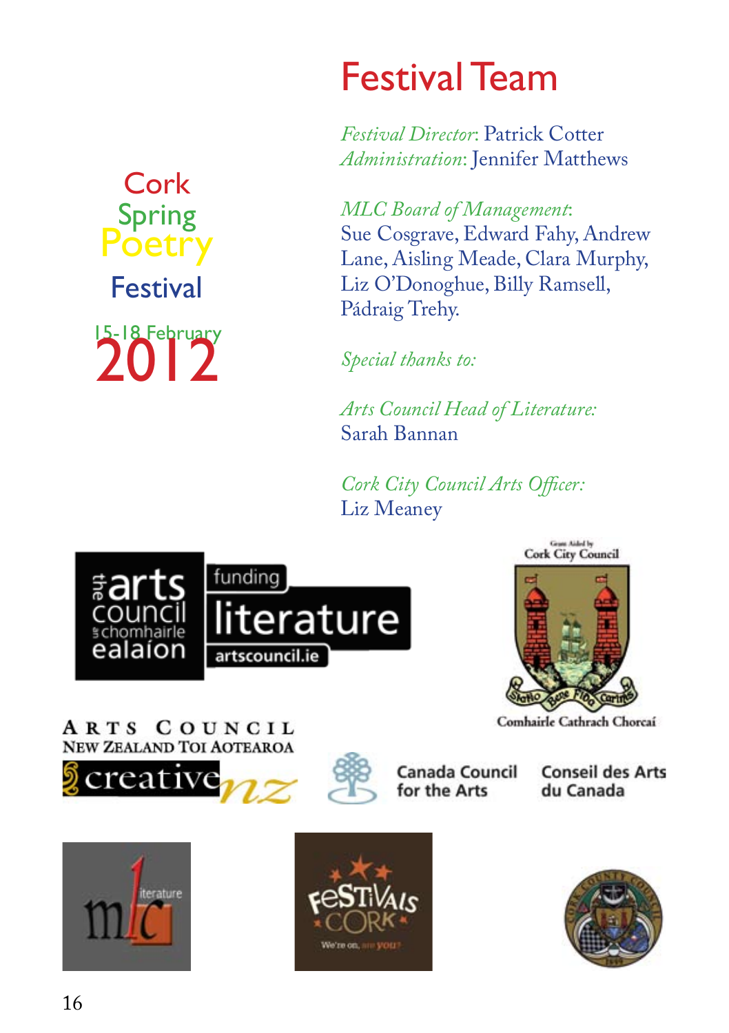Cork
Spring
Poetry
Festival

15-18 February
2012

# Festival Team

*Festival Director*: Patrick Cotter
*Administration*: Jennifer Matthews

*MLC Board of Management*:
Sue Cosgrave, Edward Fahy, Andrew Lane, Aisling Meade, Clara Murphy, Liz O'Donoghue, Billy Ramsell, Pádraig Trehy.

*Special thanks to:*

*Arts Council Head of Literature:*
Sarah Bannan

*Cork City Council Arts Officer:*
Liz Meaney